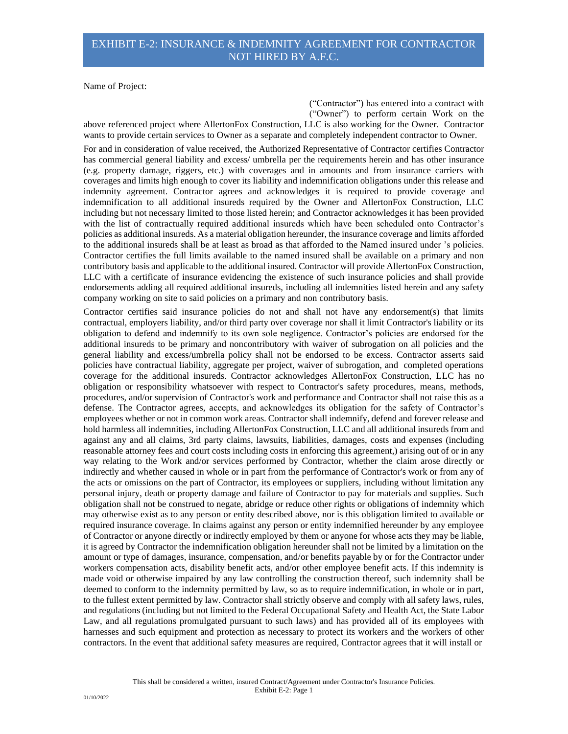# EXHIBIT E-2: INSURANCE & INDEMNITY AGREEMENT FOR CONTRACTOR NOT HIRED BY A.F.C.

Name of Project:

("Contractor") has entered into a contract with ("Owner") to perform certain Work on the above referenced project where AllertonFox Construction, LLC is also working for the Owner. Contractor wants to provide certain services to Owner as a separate and completely independent contractor to Owner.

For and in consideration of value received, the Authorized Representative of Contractor certifies Contractor has commercial general liability and excess/ umbrella per the requirements herein and has other insurance (e.g. property damage, riggers, etc.) with coverages and in amounts and from insurance carriers with coverages and limits high enough to cover its liability and indemnification obligations under this release and indemnity agreement. Contractor agrees and acknowledges it is required to provide coverage and indemnification to all additional insureds required by the Owner and AllertonFox Construction, LLC including but not necessary limited to those listed herein; and Contractor acknowledges it has been provided with the list of contractually required additional insureds which have been scheduled onto Contractor's policies as additional insureds. As a material obligation hereunder, the insurance coverage and limits afforded to the additional insureds shall be at least as broad as that afforded to the Named insured under 's policies. Contractor certifies the full limits available to the named insured shall be available on a primary and non contributory basis and applicable to the additional insured. Contractor will provide AllertonFox Construction, LLC with a certificate of insurance evidencing the existence of such insurance policies and shall provide endorsements adding all required additional insureds, including all indemnities listed herein and any safety company working on site to said policies on a primary and non contributory basis.

Contractor certifies said insurance policies do not and shall not have any endorsement(s) that limits contractual, employers liability, and/or third party over coverage nor shall it limit Contractor's liability or its obligation to defend and indemnify to its own sole negligence. Contractor's policies are endorsed for the additional insureds to be primary and noncontributory with waiver of subrogation on all policies and the general liability and excess/umbrella policy shall not be endorsed to be excess. Contractor asserts said policies have contractual liability, aggregate per project, waiver of subrogation, and completed operations coverage for the additional insureds. Contractor acknowledges AllertonFox Construction, LLC has no obligation or responsibility whatsoever with respect to Contractor's safety procedures, means, methods, procedures, and/or supervision of Contractor's work and performance and Contractor shall not raise this as a defense. The Contractor agrees, accepts, and acknowledges its obligation for the safety of Contractor's employees whether or not in common work areas. Contractor shall indemnify, defend and forever release and hold harmless all indemnities, including AllertonFox Construction, LLC and all additional insureds from and against any and all claims, 3rd party claims, lawsuits, liabilities, damages, costs and expenses (including reasonable attorney fees and court costs including costs in enforcing this agreement,) arising out of or in any way relating to the Work and/or services performed by Contractor, whether the claim arose directly or indirectly and whether caused in whole or in part from the performance of Contractor's work or from any of the acts or omissions on the part of Contractor, its employees or suppliers, including without limitation any personal injury, death or property damage and failure of Contractor to pay for materials and supplies. Such obligation shall not be construed to negate, abridge or reduce other rights or obligations of indemnity which may otherwise exist as to any person or entity described above, nor is this obligation limited to available or required insurance coverage. In claims against any person or entity indemnified hereunder by any employee of Contractor or anyone directly or indirectly employed by them or anyone for whose acts they may be liable, it is agreed by Contractor the indemnification obligation hereunder shall not be limited by a limitation on the amount or type of damages, insurance, compensation, and/or benefits payable by or for the Contractor under workers compensation acts, disability benefit acts, and/or other employee benefit acts. If this indemnity is made void or otherwise impaired by any law controlling the construction thereof, such indemnity shall be deemed to conform to the indemnity permitted by law, so as to require indemnification, in whole or in part, to the fullest extent permitted by law. Contractor shall strictly observe and comply with all safety laws, rules, and regulations (including but not limited to the Federal Occupational Safety and Health Act, the State Labor Law, and all regulations promulgated pursuant to such laws) and has provided all of its employees with harnesses and such equipment and protection as necessary to protect its workers and the workers of other contractors. In the event that additional safety measures are required, Contractor agrees that it will install or

This shall be considered a written, insured Contract/Agreement under Contractor's Insurance Policies.

01/10/2022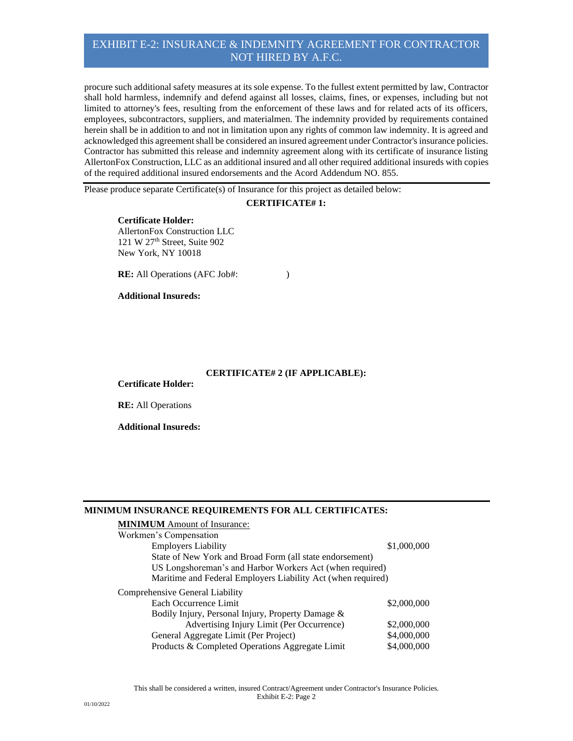procure such additional safety measures at its sole expense. To the fullest extent permitted by law, Contractor shall hold harmless, indemnify and defend against all losses, claims, fines, or expenses, including but not limited to attorney's fees, resulting from the enforcement of these laws and for related acts of its officers, employees, subcontractors, suppliers, and materialmen. The indemnity provided by requirements contained herein shall be in addition to and not in limitation upon any rights of common law indemnity. It is agreed and acknowledged this agreement shall be considered an insured agreement under Contractor's insurance policies. Contractor has submitted this release and indemnity agreement along with its certificate of insurance listing AllertonFox Construction, LLC as an additional insured and all other required additional insureds with copies of the required additional insured endorsements and the Acord Addendum NO. 855.

---

Please produce separate Certificate(s) of Insurance for this project as detailed below:

**CERTIFICATE# 1:**

**Certificate Holder:**
AllertonFox Construction LLC
121 W 27th Street, Suite 902
New York, NY 10018

**RE:** All Operations (AFC Job#: )

**Additional Insureds:**

**CERTIFICATE# 2 (IF APPLICABLE):**

**Certificate Holder:**

**RE:** All Operations

**Additional Insureds:**

---

**MINIMUM INSURANCE REQUIREMENTS FOR ALL CERTIFICATES:**

**MINIMUM** Amount of Insurance:

| Coverage | Amount |
|---|---|
| Workmen's Compensation | |
| Employers Liability | $1,000,000 |
| State of New York and Broad Form (all state endorsement) | |
| US Longshoreman's and Harbor Workers Act (when required) | |
| Maritime and Federal Employers Liability Act (when required) | |
| Comprehensive General Liability | |
| Each Occurrence Limit | $2,000,000 |
| Bodily Injury, Personal Injury, Property Damage & Advertising Injury Limit (Per Occurrence) | $2,000,000 |
| General Aggregate Limit (Per Project) | $4,000,000 |
| Products & Completed Operations Aggregate Limit | $4,000,000 |

This shall be considered a written, insured Contract/Agreement under Contractor's Insurance Policies.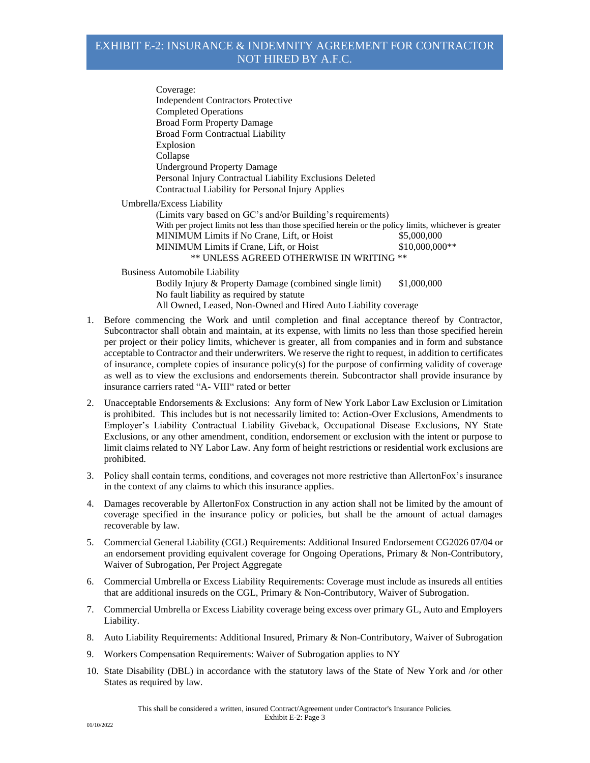Coverage:
Independent Contractors Protective
Completed Operations
Broad Form Property Damage
Broad Form Contractual Liability
Explosion
Collapse
Underground Property Damage
Personal Injury Contractual Liability Exclusions Deleted
Contractual Liability for Personal Injury Applies

Umbrella/Excess Liability

(Limits vary based on GC's and/or Building's requirements)
With per project limits not less than those specified herein or the policy limits, whichever is greater

| | |
|---|---|
| MINIMUM Limits if No Crane, Lift, or Hoist | $5,000,000 |
| MINIMUM Limits if Crane, Lift, or Hoist | $10,000,000** |

** UNLESS AGREED OTHERWISE IN WRITING **

Business Automobile Liability

| | |
|---|---|
| Bodily Injury & Property Damage (combined single limit) | $1,000,000 |

No fault liability as required by statute
All Owned, Leased, Non-Owned and Hired Auto Liability coverage

1. Before commencing the Work and until completion and final acceptance thereof by Contractor, Subcontractor shall obtain and maintain, at its expense, with limits no less than those specified herein per project or their policy limits, whichever is greater, all from companies and in form and substance acceptable to Contractor and their underwriters. We reserve the right to request, in addition to certificates of insurance, complete copies of insurance policy(s) for the purpose of confirming validity of coverage as well as to view the exclusions and endorsements therein. Subcontractor shall provide insurance by insurance carriers rated "A- VIII" rated or better
2. Unacceptable Endorsements & Exclusions: Any form of New York Labor Law Exclusion or Limitation is prohibited. This includes but is not necessarily limited to: Action-Over Exclusions, Amendments to Employer's Liability Contractual Liability Giveback, Occupational Disease Exclusions, NY State Exclusions, or any other amendment, condition, endorsement or exclusion with the intent or purpose to limit claims related to NY Labor Law. Any form of height restrictions or residential work exclusions are prohibited.
3. Policy shall contain terms, conditions, and coverages not more restrictive than AllertonFox's insurance in the context of any claims to which this insurance applies.
4. Damages recoverable by AllertonFox Construction in any action shall not be limited by the amount of coverage specified in the insurance policy or policies, but shall be the amount of actual damages recoverable by law.
5. Commercial General Liability (CGL) Requirements: Additional Insured Endorsement CG2026 07/04 or an endorsement providing equivalent coverage for Ongoing Operations, Primary & Non-Contributory, Waiver of Subrogation, Per Project Aggregate
6. Commercial Umbrella or Excess Liability Requirements: Coverage must include as insureds all entities that are additional insureds on the CGL, Primary & Non-Contributory, Waiver of Subrogation.
7. Commercial Umbrella or Excess Liability coverage being excess over primary GL, Auto and Employers Liability.
8. Auto Liability Requirements: Additional Insured, Primary & Non-Contributory, Waiver of Subrogation
9. Workers Compensation Requirements: Waiver of Subrogation applies to NY
10. State Disability (DBL) in accordance with the statutory laws of the State of New York and /or other States as required by law.

This shall be considered a written, insured Contract/Agreement under Contractor's Insurance Policies.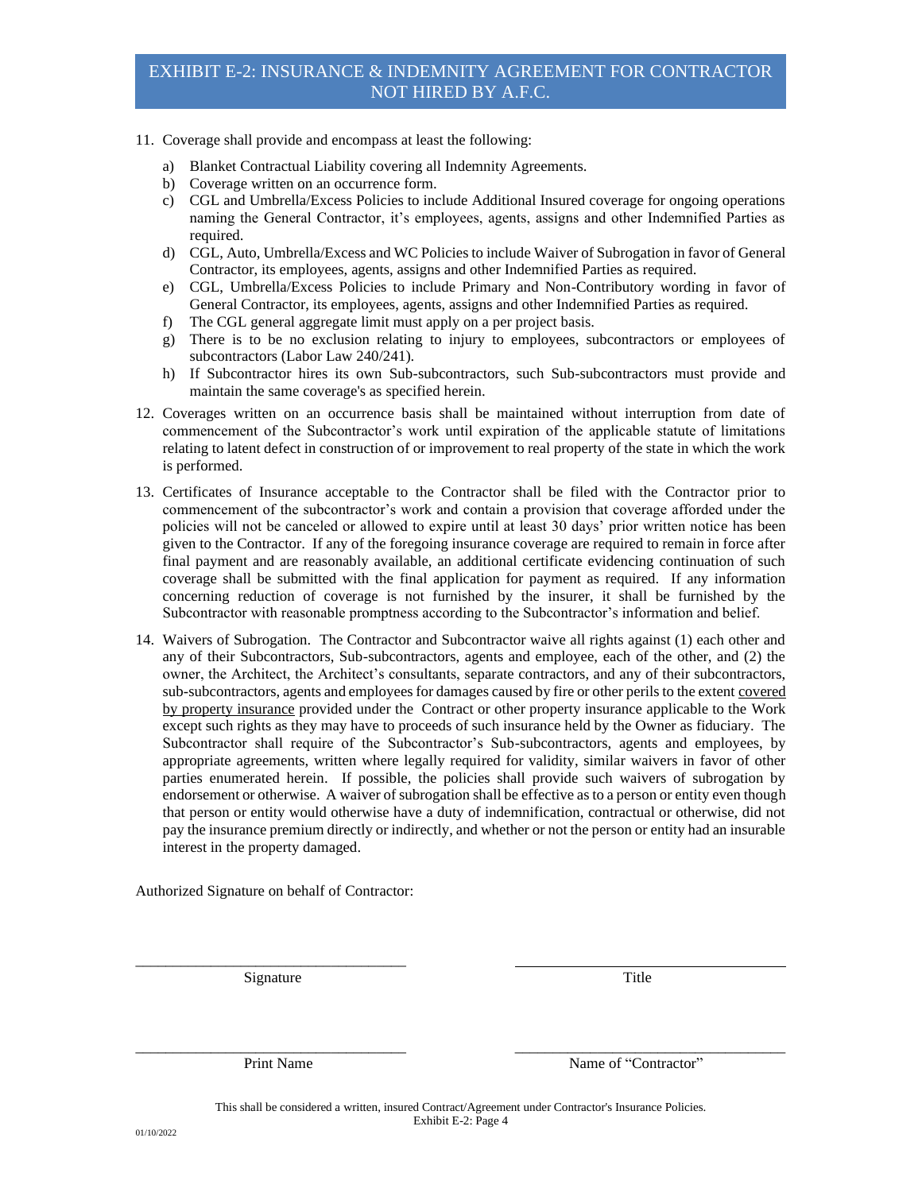# EXHIBIT E-2: INSURANCE & INDEMNITY AGREEMENT FOR CONTRACTOR NOT HIRED BY A.F.C.

11. Coverage shall provide and encompass at least the following:
    a) Blanket Contractual Liability covering all Indemnity Agreements.
    b) Coverage written on an occurrence form.
    c) CGL and Umbrella/Excess Policies to include Additional Insured coverage for ongoing operations naming the General Contractor, it's employees, agents, assigns and other Indemnified Parties as required.
    d) CGL, Auto, Umbrella/Excess and WC Policies to include Waiver of Subrogation in favor of General Contractor, its employees, agents, assigns and other Indemnified Parties as required.
    e) CGL, Umbrella/Excess Policies to include Primary and Non-Contributory wording in favor of General Contractor, its employees, agents, assigns and other Indemnified Parties as required.
    f) The CGL general aggregate limit must apply on a per project basis.
    g) There is to be no exclusion relating to injury to employees, subcontractors or employees of subcontractors (Labor Law 240/241).
    h) If Subcontractor hires its own Sub-subcontractors, such Sub-subcontractors must provide and maintain the same coverage's as specified herein.
12. Coverages written on an occurrence basis shall be maintained without interruption from date of commencement of the Subcontractor's work until expiration of the applicable statute of limitations relating to latent defect in construction of or improvement to real property of the state in which the work is performed.
13. Certificates of Insurance acceptable to the Contractor shall be filed with the Contractor prior to commencement of the subcontractor's work and contain a provision that coverage afforded under the policies will not be canceled or allowed to expire until at least 30 days' prior written notice has been given to the Contractor. If any of the foregoing insurance coverage are required to remain in force after final payment and are reasonably available, an additional certificate evidencing continuation of such coverage shall be submitted with the final application for payment as required. If any information concerning reduction of coverage is not furnished by the insurer, it shall be furnished by the Subcontractor with reasonable promptness according to the Subcontractor's information and belief.
14. Waivers of Subrogation. The Contractor and Subcontractor waive all rights against (1) each other and any of their Subcontractors, Sub-subcontractors, agents and employee, each of the other, and (2) the owner, the Architect, the Architect's consultants, separate contractors, and any of their subcontractors, sub-subcontractors, agents and employees for damages caused by fire or other perils to the extent <u>covered by property insurance</u> provided under the Contract or other property insurance applicable to the Work except such rights as they may have to proceeds of such insurance held by the Owner as fiduciary. The Subcontractor shall require of the Subcontractor's Sub-subcontractors, agents and employees, by appropriate agreements, written where legally required for validity, similar waivers in favor of other parties enumerated herein. If possible, the policies shall provide such waivers of subrogation by endorsement or otherwise. A waiver of subrogation shall be effective as to a person or entity even though that person or entity would otherwise have a duty of indemnification, contractual or otherwise, did not pay the insurance premium directly or indirectly, and whether or not the person or entity had an insurable interest in the property damaged.

Authorized Signature on behalf of Contractor:

| | |
|---|---|
| \_\_\_\_\_\_\_\_\_\_\_\_\_\_\_\_\_\_\_\_\_\_\_\_\_\_\_\_\_\_ | \_\_\_\_\_\_\_\_\_\_\_\_\_\_\_\_\_\_\_\_\_\_\_\_\_\_\_\_\_\_ |
| Signature | Title |
| \_\_\_\_\_\_\_\_\_\_\_\_\_\_\_\_\_\_\_\_\_\_\_\_\_\_\_\_\_\_ | \_\_\_\_\_\_\_\_\_\_\_\_\_\_\_\_\_\_\_\_\_\_\_\_\_\_\_\_\_\_ |
| Print Name | Name of "Contractor" |

This shall be considered a written, insured Contract/Agreement under Contractor's Insurance Policies.

01/10/2022